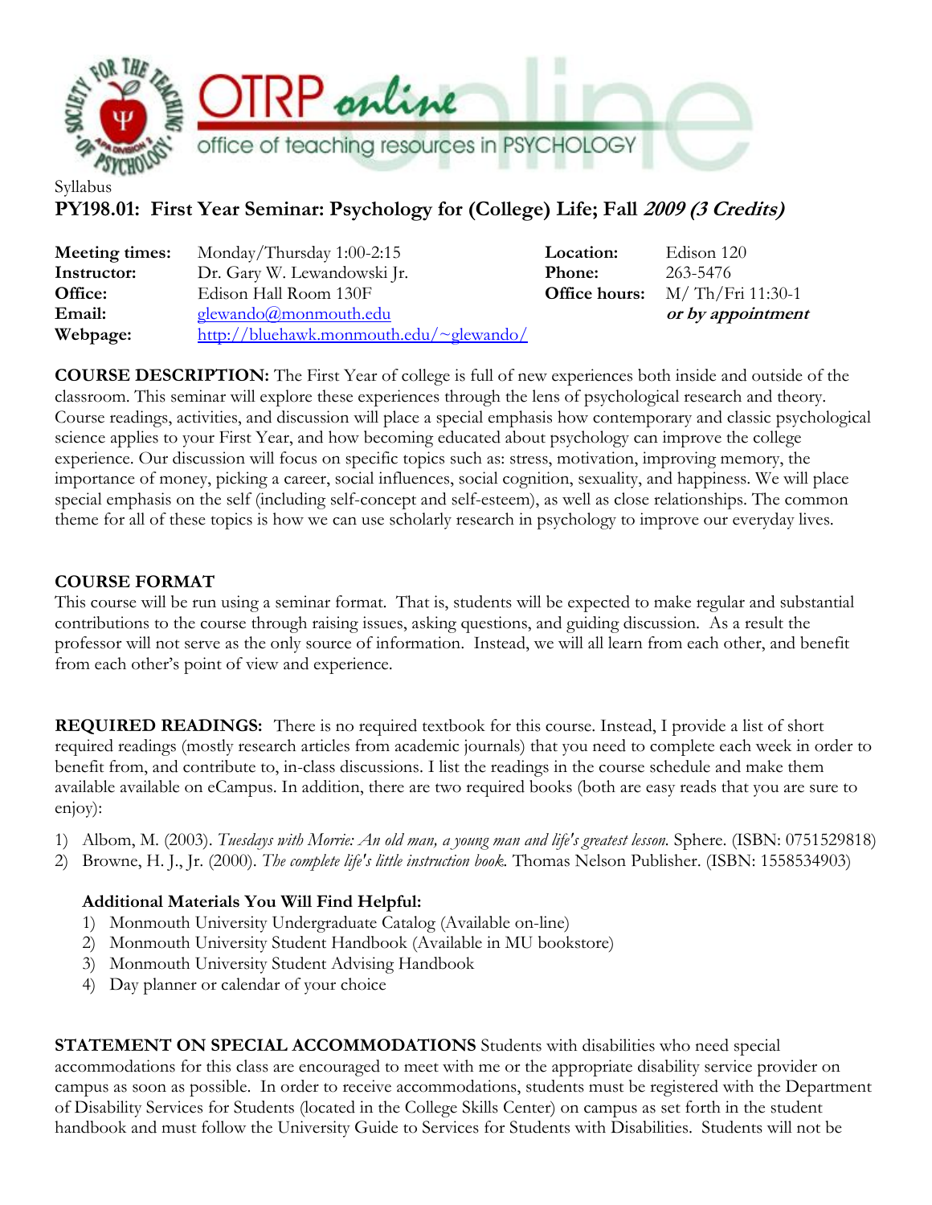Syllabus

# PY198.01: First Year Seminar: Psychology for (College) Life; Fall *2009 (3 Credits)*

| | | | |
|---|---|---|---|
| **Meeting times:** | Monday/Thursday 1:00-2:15 | **Location:** | Edison 120 |
| **Instructor:** | Dr. Gary W. Lewandowski Jr. | **Phone:** | 263-5476 |
| **Office:** | Edison Hall Room 130F | **Office hours:** | M/ Th/Fri 11:30-1 |
| **Email:** | glewando@monmouth.edu | | ***or by appointment*** |
| **Webpage:** | http://bluehawk.monmouth.edu/~glewando/ | | |

**COURSE DESCRIPTION:** The First Year of college is full of new experiences both inside and outside of the classroom. This seminar will explore these experiences through the lens of psychological research and theory. Course readings, activities, and discussion will place a special emphasis how contemporary and classic psychological science applies to your First Year, and how becoming educated about psychology can improve the college experience. Our discussion will focus on specific topics such as: stress, motivation, improving memory, the importance of money, picking a career, social influences, social cognition, sexuality, and happiness. We will place special emphasis on the self (including self-concept and self-esteem), as well as close relationships. The common theme for all of these topics is how we can use scholarly research in psychology to improve our everyday lives.

**COURSE FORMAT**

This course will be run using a seminar format. That is, students will be expected to make regular and substantial contributions to the course through raising issues, asking questions, and guiding discussion. As a result the professor will not serve as the only source of information. Instead, we will all learn from each other, and benefit from each other's point of view and experience.

**REQUIRED READINGS:** There is no required textbook for this course. Instead, I provide a list of short required readings (mostly research articles from academic journals) that you need to complete each week in order to benefit from, and contribute to, in-class discussions. I list the readings in the course schedule and make them available available on eCampus. In addition, there are two required books (both are easy reads that you are sure to enjoy):

1) Albom, M. (2003). *Tuesdays with Morrie: An old man, a young man and life's greatest lesson.* Sphere. (ISBN: 0751529818)
2) Browne, H. J., Jr. (2000). *The complete life's little instruction book.* Thomas Nelson Publisher. (ISBN: 1558534903)

**Additional Materials You Will Find Helpful:**

1) Monmouth University Undergraduate Catalog (Available on-line)
2) Monmouth University Student Handbook (Available in MU bookstore)
3) Monmouth University Student Advising Handbook
4) Day planner or calendar of your choice

**STATEMENT ON SPECIAL ACCOMMODATIONS** Students with disabilities who need special accommodations for this class are encouraged to meet with me or the appropriate disability service provider on campus as soon as possible. In order to receive accommodations, students must be registered with the Department of Disability Services for Students (located in the College Skills Center) on campus as set forth in the student handbook and must follow the University Guide to Services for Students with Disabilities. Students will not be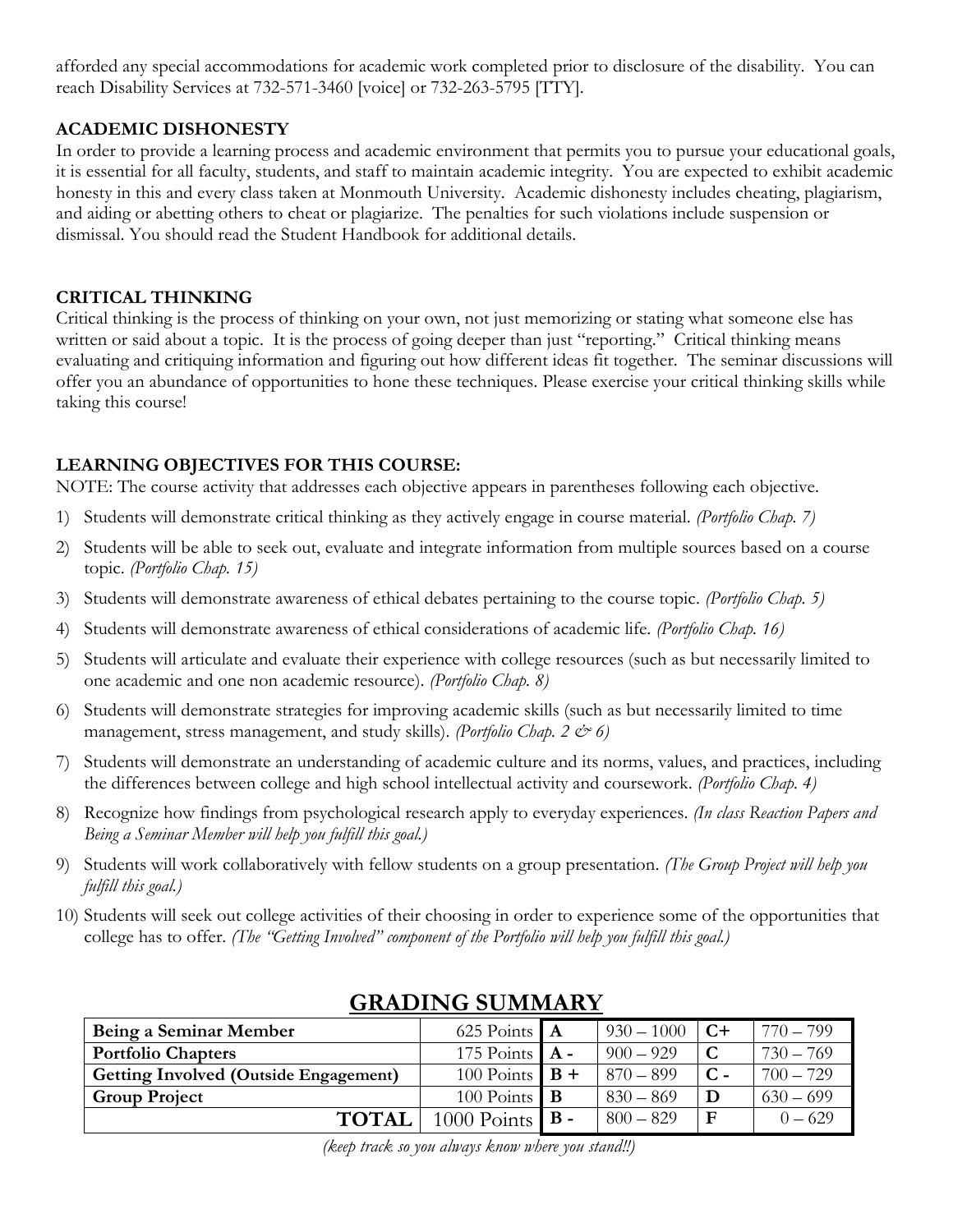afforded any special accommodations for academic work completed prior to disclosure of the disability. You can reach Disability Services at 732-571-3460 [voice] or 732-263-5795 [TTY].

### ACADEMIC DISHONESTY

In order to provide a learning process and academic environment that permits you to pursue your educational goals, it is essential for all faculty, students, and staff to maintain academic integrity. You are expected to exhibit academic honesty in this and every class taken at Monmouth University. Academic dishonesty includes cheating, plagiarism, and aiding or abetting others to cheat or plagiarize. The penalties for such violations include suspension or dismissal. You should read the Student Handbook for additional details.

### CRITICAL THINKING

Critical thinking is the process of thinking on your own, not just memorizing or stating what someone else has written or said about a topic. It is the process of going deeper than just "reporting." Critical thinking means evaluating and critiquing information and figuring out how different ideas fit together. The seminar discussions will offer you an abundance of opportunities to hone these techniques. Please exercise your critical thinking skills while taking this course!

### LEARNING OBJECTIVES FOR THIS COURSE:

NOTE: The course activity that addresses each objective appears in parentheses following each objective.

1) Students will demonstrate critical thinking as they actively engage in course material. *(Portfolio Chap. 7)*
2) Students will be able to seek out, evaluate and integrate information from multiple sources based on a course topic. *(Portfolio Chap. 15)*
3) Students will demonstrate awareness of ethical debates pertaining to the course topic. *(Portfolio Chap. 5)*
4) Students will demonstrate awareness of ethical considerations of academic life. *(Portfolio Chap. 16)*
5) Students will articulate and evaluate their experience with college resources (such as but necessarily limited to one academic and one non academic resource). *(Portfolio Chap. 8)*
6) Students will demonstrate strategies for improving academic skills (such as but necessarily limited to time management, stress management, and study skills). *(Portfolio Chap. 2 & 6)*
7) Students will demonstrate an understanding of academic culture and its norms, values, and practices, including the differences between college and high school intellectual activity and coursework. *(Portfolio Chap. 4)*
8) Recognize how findings from psychological research apply to everyday experiences. *(In class Reaction Papers and Being a Seminar Member will help you fulfill this goal.)*
9) Students will work collaboratively with fellow students on a group presentation. *(The Group Project will help you fulfill this goal.)*
10) Students will seek out college activities of their choosing in order to experience some of the opportunities that college has to offer. *(The "Getting Involved" component of the Portfolio will help you fulfill this goal.)*

## GRADING SUMMARY

| | | | | | |
|---|---|---|---|---|---|
| **Being a Seminar Member** | 625 Points | **A** | 930 – 1000 | **C+** | 770 – 799 |
| **Portfolio Chapters** | 175 Points | **A -** | 900 – 929 | **C** | 730 – 769 |
| **Getting Involved (Outside Engagement)** | 100 Points | **B +** | 870 – 899 | **C -** | 700 – 729 |
| **Group Project** | 100 Points | **B** | 830 – 869 | **D** | 630 – 699 |
| **TOTAL** | 1000 Points | **B -** | 800 – 829 | **F** | 0 – 629 |

*(keep track so you always know where you stand!!)*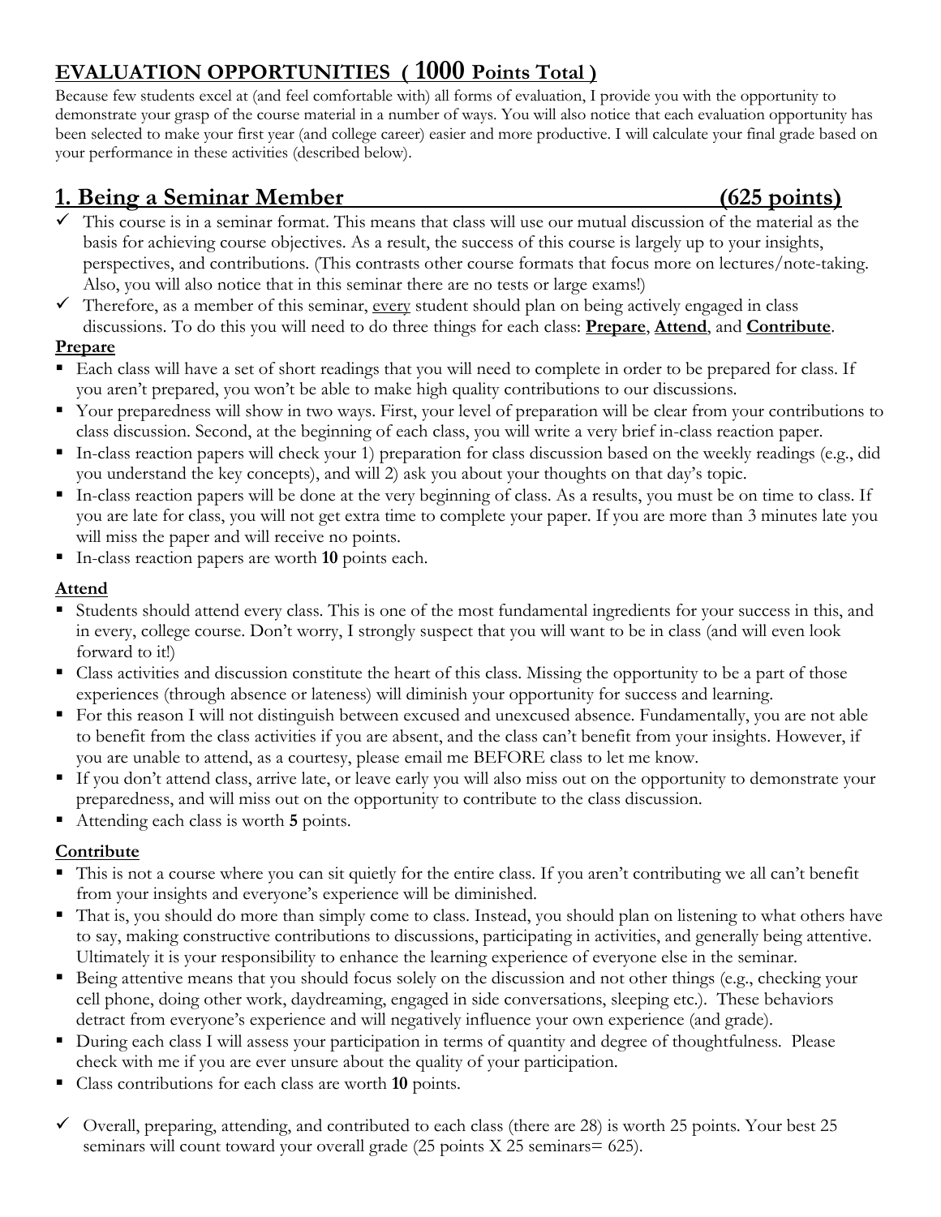## EVALUATION OPPORTUNITIES ( 1000 Points Total )

Because few students excel at (and feel comfortable with) all forms of evaluation, I provide you with the opportunity to demonstrate your grasp of the course material in a number of ways. You will also notice that each evaluation opportunity has been selected to make your first year (and college career) easier and more productive. I will calculate your final grade based on your performance in these activities (described below).

## 1. Being a Seminar Member (625 points)

- ✓ This course is in a seminar format. This means that class will use our mutual discussion of the material as the basis for achieving course objectives. As a result, the success of this course is largely up to your insights, perspectives, and contributions. (This contrasts other course formats that focus more on lectures/note-taking. Also, you will also notice that in this seminar there are no tests or large exams!)
- ✓ Therefore, as a member of this seminar, every student should plan on being actively engaged in class discussions. To do this you will need to do three things for each class: **Prepare**, **Attend**, and **Contribute**.

### Prepare

- Each class will have a set of short readings that you will need to complete in order to be prepared for class. If you aren't prepared, you won't be able to make high quality contributions to our discussions.
- Your preparedness will show in two ways. First, your level of preparation will be clear from your contributions to class discussion. Second, at the beginning of each class, you will write a very brief in-class reaction paper.
- In-class reaction papers will check your 1) preparation for class discussion based on the weekly readings (e.g., did you understand the key concepts), and will 2) ask you about your thoughts on that day's topic.
- In-class reaction papers will be done at the very beginning of class. As a results, you must be on time to class. If you are late for class, you will not get extra time to complete your paper. If you are more than 3 minutes late you will miss the paper and will receive no points.
- In-class reaction papers are worth **10** points each.

### Attend

- Students should attend every class. This is one of the most fundamental ingredients for your success in this, and in every, college course. Don't worry, I strongly suspect that you will want to be in class (and will even look forward to it!)
- Class activities and discussion constitute the heart of this class. Missing the opportunity to be a part of those experiences (through absence or lateness) will diminish your opportunity for success and learning.
- For this reason I will not distinguish between excused and unexcused absence. Fundamentally, you are not able to benefit from the class activities if you are absent, and the class can't benefit from your insights. However, if you are unable to attend, as a courtesy, please email me BEFORE class to let me know.
- If you don't attend class, arrive late, or leave early you will also miss out on the opportunity to demonstrate your preparedness, and will miss out on the opportunity to contribute to the class discussion.
- Attending each class is worth **5** points.

### Contribute

- This is not a course where you can sit quietly for the entire class. If you aren't contributing we all can't benefit from your insights and everyone's experience will be diminished.
- That is, you should do more than simply come to class. Instead, you should plan on listening to what others have to say, making constructive contributions to discussions, participating in activities, and generally being attentive. Ultimately it is your responsibility to enhance the learning experience of everyone else in the seminar.
- Being attentive means that you should focus solely on the discussion and not other things (e.g., checking your cell phone, doing other work, daydreaming, engaged in side conversations, sleeping etc.). These behaviors detract from everyone's experience and will negatively influence your own experience (and grade).
- During each class I will assess your participation in terms of quantity and degree of thoughtfulness. Please check with me if you are ever unsure about the quality of your participation.
- Class contributions for each class are worth **10** points.

- ✓ Overall, preparing, attending, and contributed to each class (there are 28) is worth 25 points. Your best 25 seminars will count toward your overall grade (25 points X 25 seminars= 625).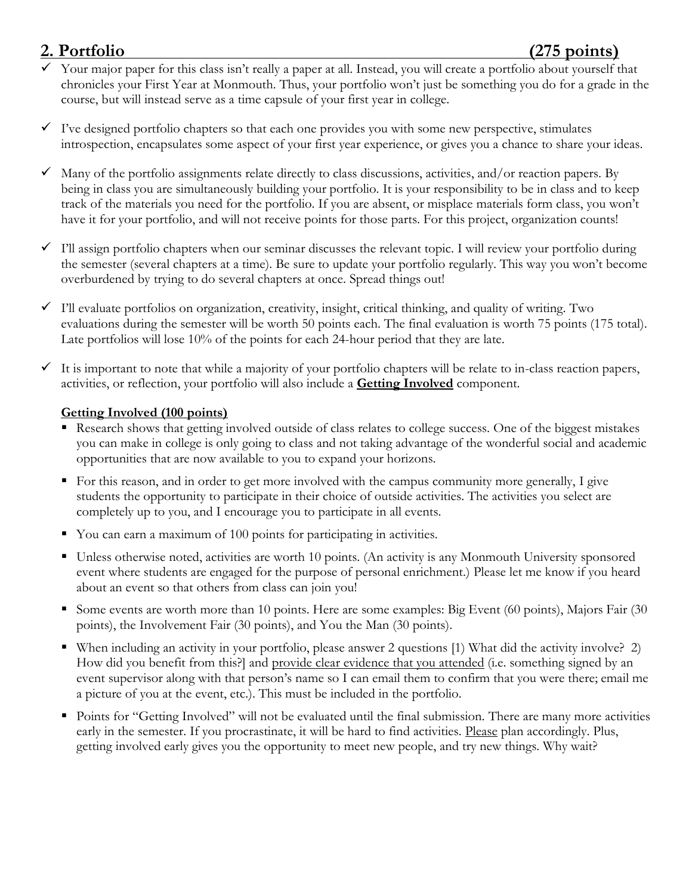## 2. Portfolio (275 points)

- ✓ Your major paper for this class isn't really a paper at all. Instead, you will create a portfolio about yourself that chronicles your First Year at Monmouth. Thus, your portfolio won't just be something you do for a grade in the course, but will instead serve as a time capsule of your first year in college.

- ✓ I've designed portfolio chapters so that each one provides you with some new perspective, stimulates introspection, encapsulates some aspect of your first year experience, or gives you a chance to share your ideas.

- ✓ Many of the portfolio assignments relate directly to class discussions, activities, and/or reaction papers. By being in class you are simultaneously building your portfolio. It is your responsibility to be in class and to keep track of the materials you need for the portfolio. If you are absent, or misplace materials form class, you won't have it for your portfolio, and will not receive points for those parts. For this project, organization counts!

- ✓ I'll assign portfolio chapters when our seminar discusses the relevant topic. I will review your portfolio during the semester (several chapters at a time). Be sure to update your portfolio regularly. This way you won't become overburdened by trying to do several chapters at once. Spread things out!

- ✓ I'll evaluate portfolios on organization, creativity, insight, critical thinking, and quality of writing. Two evaluations during the semester will be worth 50 points each. The final evaluation is worth 75 points (175 total). Late portfolios will lose 10% of the points for each 24-hour period that they are late.

- ✓ It is important to note that while a majority of your portfolio chapters will be relate to in-class reaction papers, activities, or reflection, your portfolio will also include a **Getting Involved** component.

**Getting Involved (100 points)**

- Research shows that getting involved outside of class relates to college success. One of the biggest mistakes you can make in college is only going to class and not taking advantage of the wonderful social and academic opportunities that are now available to you to expand your horizons.
- For this reason, and in order to get more involved with the campus community more generally, I give students the opportunity to participate in their choice of outside activities. The activities you select are completely up to you, and I encourage you to participate in all events.
- You can earn a maximum of 100 points for participating in activities.
- Unless otherwise noted, activities are worth 10 points. (An activity is any Monmouth University sponsored event where students are engaged for the purpose of personal enrichment.) Please let me know if you heard about an event so that others from class can join you!
- Some events are worth more than 10 points. Here are some examples: Big Event (60 points), Majors Fair (30 points), the Involvement Fair (30 points), and You the Man (30 points).
- When including an activity in your portfolio, please answer 2 questions [1) What did the activity involve? 2) How did you benefit from this?] and provide clear evidence that you attended (i.e. something signed by an event supervisor along with that person's name so I can email them to confirm that you were there; email me a picture of you at the event, etc.). This must be included in the portfolio.
- Points for "Getting Involved" will not be evaluated until the final submission. There are many more activities early in the semester. If you procrastinate, it will be hard to find activities. Please plan accordingly. Plus, getting involved early gives you the opportunity to meet new people, and try new things. Why wait?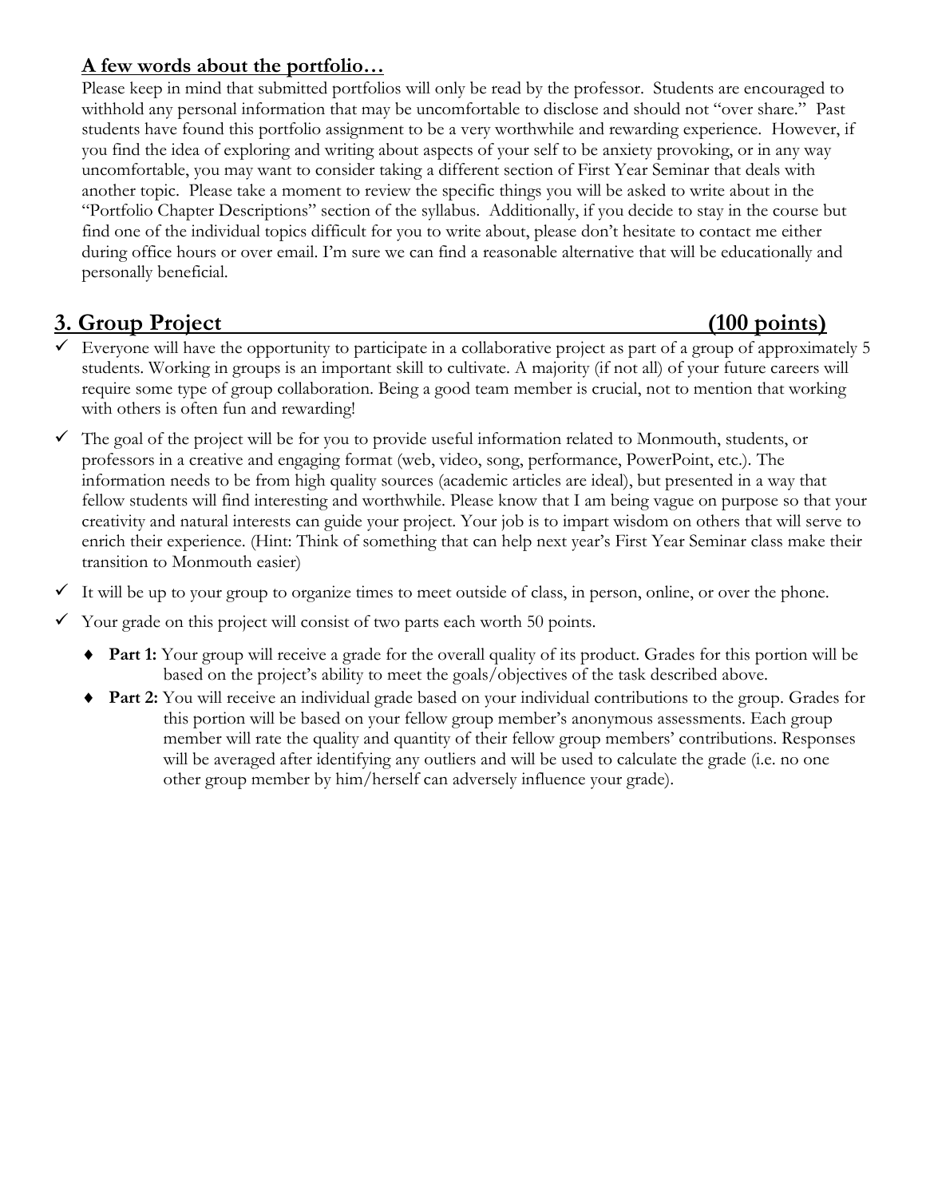**A few words about the portfolio…**

Please keep in mind that submitted portfolios will only be read by the professor. Students are encouraged to withhold any personal information that may be uncomfortable to disclose and should not "over share." Past students have found this portfolio assignment to be a very worthwhile and rewarding experience. However, if you find the idea of exploring and writing about aspects of your self to be anxiety provoking, or in any way uncomfortable, you may want to consider taking a different section of First Year Seminar that deals with another topic. Please take a moment to review the specific things you will be asked to write about in the "Portfolio Chapter Descriptions" section of the syllabus. Additionally, if you decide to stay in the course but find one of the individual topics difficult for you to write about, please don't hesitate to contact me either during office hours or over email. I'm sure we can find a reasonable alternative that will be educationally and personally beneficial.

## 3. Group Project (100 points)

- ✓ Everyone will have the opportunity to participate in a collaborative project as part of a group of approximately 5 students. Working in groups is an important skill to cultivate. A majority (if not all) of your future careers will require some type of group collaboration. Being a good team member is crucial, not to mention that working with others is often fun and rewarding!
- ✓ The goal of the project will be for you to provide useful information related to Monmouth, students, or professors in a creative and engaging format (web, video, song, performance, PowerPoint, etc.). The information needs to be from high quality sources (academic articles are ideal), but presented in a way that fellow students will find interesting and worthwhile. Please know that I am being vague on purpose so that your creativity and natural interests can guide your project. Your job is to impart wisdom on others that will serve to enrich their experience. (Hint: Think of something that can help next year's First Year Seminar class make their transition to Monmouth easier)
- ✓ It will be up to your group to organize times to meet outside of class, in person, online, or over the phone.
- ✓ Your grade on this project will consist of two parts each worth 50 points.
  - ♦ **Part 1:** Your group will receive a grade for the overall quality of its product. Grades for this portion will be based on the project's ability to meet the goals/objectives of the task described above.
  - ♦ **Part 2:** You will receive an individual grade based on your individual contributions to the group. Grades for this portion will be based on your fellow group member's anonymous assessments. Each group member will rate the quality and quantity of their fellow group members' contributions. Responses will be averaged after identifying any outliers and will be used to calculate the grade (i.e. no one other group member by him/herself can adversely influence your grade).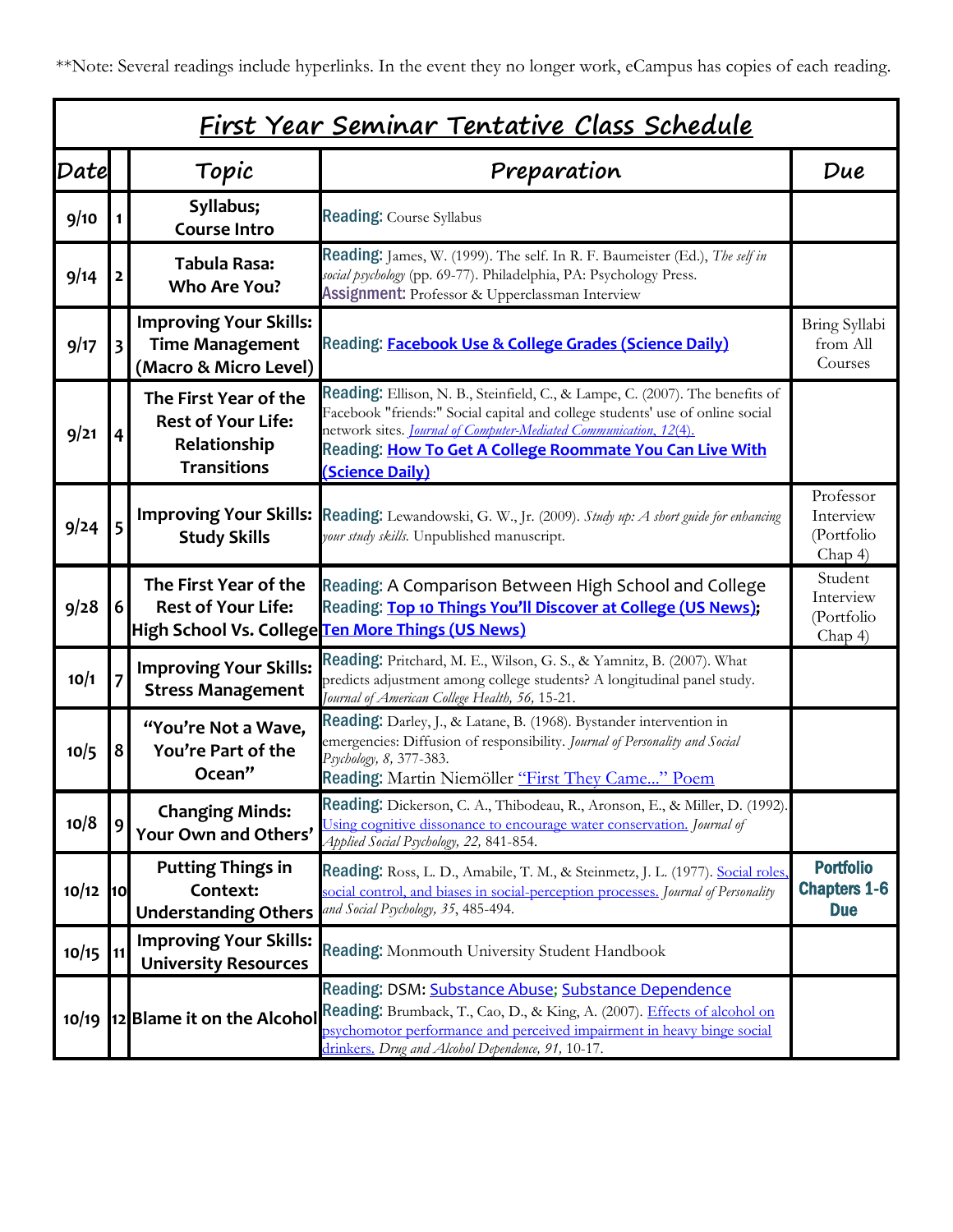**Note: Several readings include hyperlinks. In the event they no longer work, eCampus has copies of each reading.

## First Year Seminar Tentative Class Schedule

| Date | | Topic | Preparation | Due |
|---|---|---|---|---|
| 9/10 | 1 | Syllabus; Course Intro | **Reading:** Course Syllabus | |
| 9/14 | 2 | Tabula Rasa: Who Are You? | **Reading:** James, W. (1999). The self. In R. F. Baumeister (Ed.), *The self in social psychology* (pp. 69-77). Philadelphia, PA: Psychology Press. **Assignment:** Professor & Upperclassman Interview | |
| 9/17 | 3 | Improving Your Skills: Time Management (Macro & Micro Level) | **Reading:** **Facebook Use & College Grades (Science Daily)** | Bring Syllabi from All Courses |
| 9/21 | 4 | The First Year of the Rest of Your Life: Relationship Transitions | **Reading:** Ellison, N. B., Steinfield, C., & Lampe, C. (2007). The benefits of Facebook "friends:" Social capital and college students' use of online social network sites. *Journal of Computer-Mediated Communication, 12*(4). **Reading:** **How To Get A College Roommate You Can Live With (Science Daily)** | |
| 9/24 | 5 | Improving Your Skills: Study Skills | **Reading:** Lewandowski, G. W., Jr. (2009). *Study up: A short guide for enhancing your study skills.* Unpublished manuscript. | Professor Interview (Portfolio Chap 4) |
| 9/28 | 6 | The First Year of the Rest of Your Life: High School Vs. College | **Reading:** A Comparison Between High School and College **Reading:** **Top 10 Things You'll Discover at College (US News)**; **Ten More Things (US News)** | Student Interview (Portfolio Chap 4) |
| 10/1 | 7 | Improving Your Skills: Stress Management | **Reading:** Pritchard, M. E., Wilson, G. S., & Yamnitz, B. (2007). What predicts adjustment among college students? A longitudinal panel study. *Journal of American College Health, 56,* 15-21. | |
| 10/5 | 8 | "You're Not a Wave, You're Part of the Ocean" | **Reading:** Darley, J., & Latane, B. (1968). Bystander intervention in emergencies: Diffusion of responsibility. *Journal of Personality and Social Psychology, 8,* 377-383. **Reading:** Martin Niemöller "First They Came..." Poem | |
| 10/8 | 9 | Changing Minds: Your Own and Others' | **Reading:** Dickerson, C. A., Thibodeau, R., Aronson, E., & Miller, D. (1992). Using cognitive dissonance to encourage water conservation. *Journal of Applied Social Psychology, 22,* 841-854. | |
| 10/12 | 10 | Putting Things in Context: Understanding Others | **Reading:** Ross, L. D., Amabile, T. M., & Steinmetz, J. L. (1977). Social roles, social control, and biases in social-perception processes. *Journal of Personality and Social Psychology, 35,* 485-494. | **Portfolio Chapters 1-6 Due** |
| 10/15 | 11 | Improving Your Skills: University Resources | **Reading:** Monmouth University Student Handbook | |
| 10/19 | 12 | Blame it on the Alcohol | **Reading:** DSM: Substance Abuse; Substance Dependence **Reading:** Brumback, T., Cao, D., & King, A. (2007). Effects of alcohol on psychomotor performance and perceived impairment in heavy binge social drinkers. *Drug and Alcohol Dependence, 91,* 10-17. | |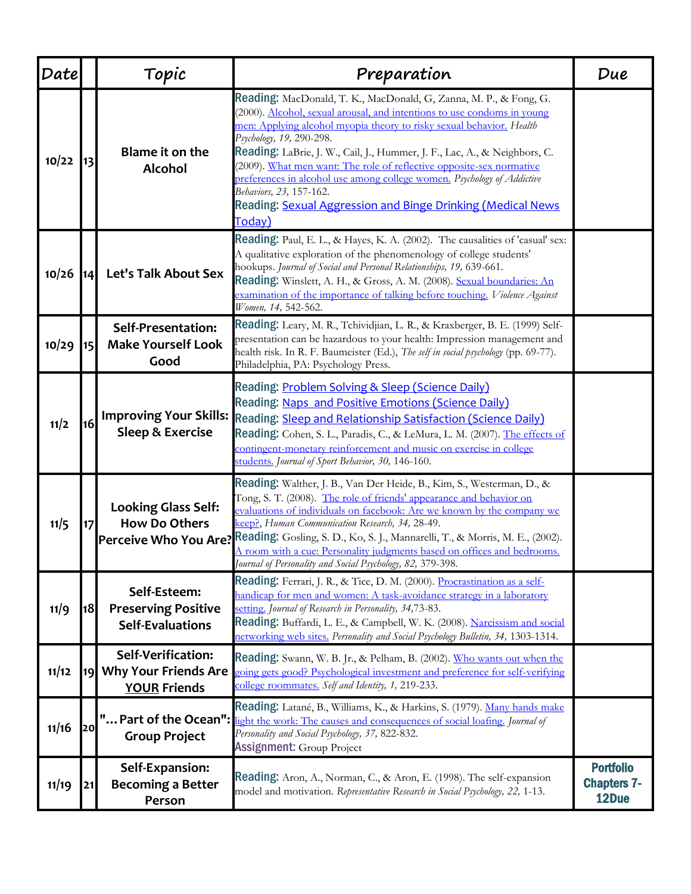| Date | | Topic | Preparation | Due |
|---|---|---|---|---|
| 10/22 | 13 | **Blame it on the Alcohol** | **Reading:** MacDonald, T. K., MacDonald, G, Zanna, M. P., & Fong, G. (2000). Alcohol, sexual arousal, and intentions to use condoms in young men: Applying alcohol myopia theory to risky sexual behavior. *Health Psychology, 19,* 290-298. **Reading:** LaBrie, J. W., Cail, J., Hummer, J. F., Lac, A., & Neighbors, C. (2009). What men want: The role of reflective opposite-sex normative preferences in alcohol use among college women. *Psychology of Addictive Behaviors, 23,* 157-162. **Reading:** Sexual Aggression and Binge Drinking (Medical News Today) | |
| 10/26 | 14 | **Let's Talk About Sex** | **Reading:** Paul, E. L., & Hayes, K. A. (2002). The causalities of 'casual' sex: A qualitative exploration of the phenomenology of college students' hookups. *Journal of Social and Personal Relationships, 19,* 639-661. **Reading:** Winslett, A. H., & Gross, A. M. (2008). Sexual boundaries: An examination of the importance of talking before touching. *Violence Against Women, 14,* 542-562. | |
| 10/29 | 15 | **Self-Presentation: Make Yourself Look Good** | **Reading:** Leary, M. R., Tchividjian, L. R., & Kraxberger, B. E. (1999) Self-presentation can be hazardous to your health: Impression management and health risk. In R. F. Baumeister (Ed.), *The self in social psychology* (pp. 69-77). Philadelphia, PA: Psychology Press. | |
| 11/2 | 16 | **Improving Your Skills: Sleep & Exercise** | **Reading:** Problem Solving & Sleep (Science Daily) **Reading:** Naps and Positive Emotions (Science Daily) **Reading:** Sleep and Relationship Satisfaction (Science Daily) **Reading:** Cohen, S. L., Paradis, C., & LeMura, L. M. (2007). The effects of contingent-monetary reinforcement and music on exercise in college students. *Journal of Sport Behavior, 30,* 146-160. | |
| 11/5 | 17 | **Looking Glass Self: How Do Others Perceive Who You Are?** | **Reading:** Walther, J. B., Van Der Heide, B., Kim, S., Westerman, D., & Tong, S. T. (2008). The role of friends' appearance and behavior on evaluations of individuals on facebook: Are we known by the company we keep?, *Human Communication Research, 34,* 28-49. **Reading:** Gosling, S. D., Ko, S. J., Mannarelli, T., & Morris, M. E., (2002). A room with a cue: Personality judgments based on offices and bedrooms. *Journal of Personality and Social Psychology, 82,* 379-398. | |
| 11/9 | 18 | **Self-Esteem: Preserving Positive Self-Evaluations** | **Reading:** Ferrari, J. R., & Tice, D. M. (2000). Procrastination as a self-handicap for men and women: A task-avoidance strategy in a laboratory setting. *Journal of Research in Personality, 34,*73-83. **Reading:** Buffardi, L. E., & Campbell, W. K. (2008). Narcissism and social networking web sites. *Personality and Social Psychology Bulletin, 34,* 1303-1314. | |
| 11/12 | 19 | **Self-Verification: Why Your Friends Are YOUR Friends** | **Reading:** Swann, W. B. Jr., & Pelham, B. (2002). Who wants out when the going gets good? Psychological investment and preference for self-verifying college roommates. *Self and Identity, 1,* 219-233. | |
| 11/16 | 20 | **"... Part of the Ocean": Group Project** | **Reading:** Latané, B., Williams, K., & Harkins, S. (1979). Many hands make light the work: The causes and consequences of social loafing. *Journal of Personality and Social Psychology, 37,* 822-832. **Assignment:** Group Project | |
| 11/19 | 21 | **Self-Expansion: Becoming a Better Person** | **Reading:** Aron, A., Norman, C., & Aron, E. (1998). The self-expansion model and motivation. *Representative Research in Social Psychology, 22,* 1-13. | **Portfolio Chapters 7-12Due** |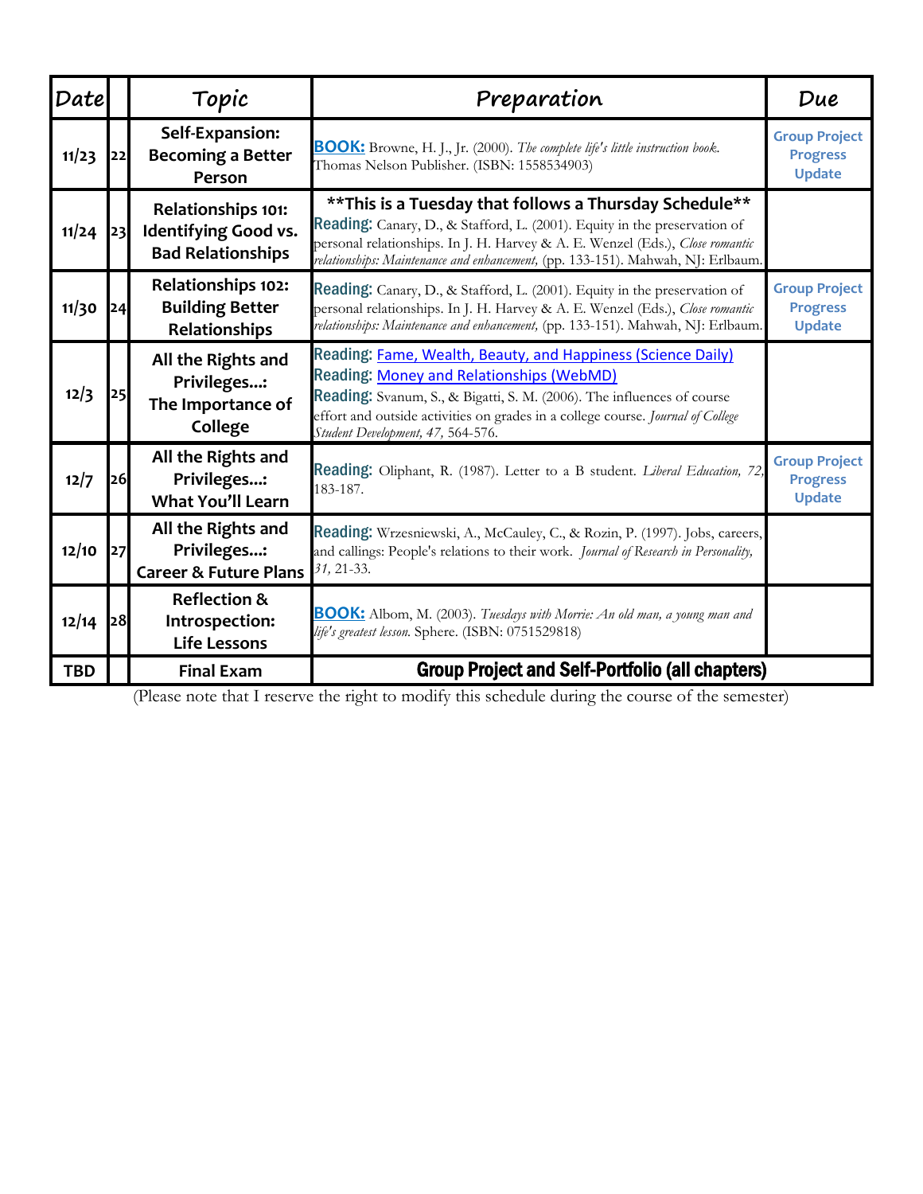| Date | | Topic | Preparation | Due |
|---|---|---|---|---|
| 11/23 | 22 | **Self-Expansion: Becoming a Better Person** | **BOOK:** Browne, H. J., Jr. (2000). *The complete life's little instruction book.* Thomas Nelson Publisher. (ISBN: 1558534903) | **Group Project Progress Update** |
| 11/24 | 23 | **Relationships 101: Identifying Good vs. Bad Relationships** | **\*\*This is a Tuesday that follows a Thursday Schedule\*\*** Reading: Canary, D., & Stafford, L. (2001). Equity in the preservation of personal relationships. In J. H. Harvey & A. E. Wenzel (Eds.), *Close romantic relationships: Maintenance and enhancement,* (pp. 133-151). Mahwah, NJ: Erlbaum. | |
| 11/30 | 24 | **Relationships 102: Building Better Relationships** | Reading: Canary, D., & Stafford, L. (2001). Equity in the preservation of personal relationships. In J. H. Harvey & A. E. Wenzel (Eds.), *Close romantic relationships: Maintenance and enhancement,* (pp. 133-151). Mahwah, NJ: Erlbaum. | **Group Project Progress Update** |
| 12/3 | 25 | **All the Rights and Privileges...: The Importance of College** | Reading: Fame, Wealth, Beauty, and Happiness (Science Daily)<br>Reading: Money and Relationships (WebMD)<br>Reading: Svanum, S., & Bigatti, S. M. (2006). The influences of course effort and outside activities on grades in a college course. *Journal of College Student Development, 47,* 564-576. | |
| 12/7 | 26 | **All the Rights and Privileges...: What You'll Learn** | Reading: Oliphant, R. (1987). Letter to a B student. *Liberal Education, 72,* 183-187. | **Group Project Progress Update** |
| 12/10 | 27 | **All the Rights and Privileges...: Career & Future Plans** | Reading: Wrzesniewski, A., McCauley, C., & Rozin, P. (1997). Jobs, careers, and callings: People's relations to their work. *Journal of Research in Personality, 31,* 21-33. | |
| 12/14 | 28 | **Reflection & Introspection: Life Lessons** | **BOOK:** Albom, M. (2003). *Tuesdays with Morrie: An old man, a young man and life's greatest lesson.* Sphere. (ISBN: 0751529818) | |
| **TBD** | | **Final Exam** | **Group Project and Self-Portfolio (all chapters)** | |

(Please note that I reserve the right to modify this schedule during the course of the semester)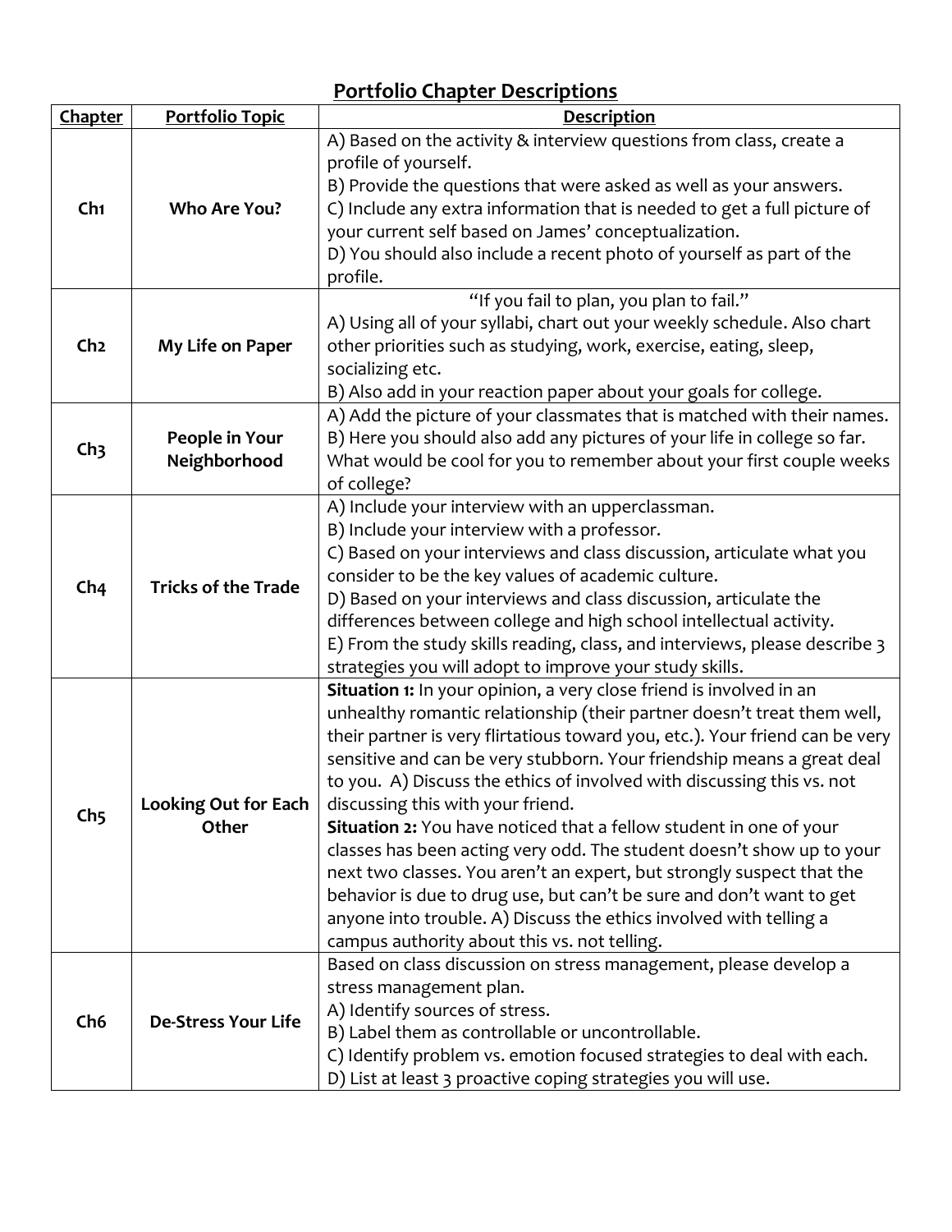## Portfolio Chapter Descriptions

| Chapter | Portfolio Topic | Description |
|---|---|---|
| Ch1 | **Who Are You?** | A) Based on the activity & interview questions from class, create a profile of yourself.<br>B) Provide the questions that were asked as well as your answers.<br>C) Include any extra information that is needed to get a full picture of your current self based on James' conceptualization.<br>D) You should also include a recent photo of yourself as part of the profile. |
| Ch2 | **My Life on Paper** | "If you fail to plan, you plan to fail."<br>A) Using all of your syllabi, chart out your weekly schedule. Also chart other priorities such as studying, work, exercise, eating, sleep, socializing etc.<br>B) Also add in your reaction paper about your goals for college. |
| Ch3 | **People in Your Neighborhood** | A) Add the picture of your classmates that is matched with their names.<br>B) Here you should also add any pictures of your life in college so far. What would be cool for you to remember about your first couple weeks of college? |
| Ch4 | **Tricks of the Trade** | A) Include your interview with an upperclassman.<br>B) Include your interview with a professor.<br>C) Based on your interviews and class discussion, articulate what you consider to be the key values of academic culture.<br>D) Based on your interviews and class discussion, articulate the differences between college and high school intellectual activity.<br>E) From the study skills reading, class, and interviews, please describe 3 strategies you will adopt to improve your study skills. |
| Ch5 | **Looking Out for Each Other** | **Situation 1:** In your opinion, a very close friend is involved in an unhealthy romantic relationship (their partner doesn't treat them well, their partner is very flirtatious toward you, etc.). Your friend can be very sensitive and can be very stubborn. Your friendship means a great deal to you. A) Discuss the ethics of involved with discussing this vs. not discussing this with your friend.<br>**Situation 2:** You have noticed that a fellow student in one of your classes has been acting very odd. The student doesn't show up to your next two classes. You aren't an expert, but strongly suspect that the behavior is due to drug use, but can't be sure and don't want to get anyone into trouble. A) Discuss the ethics involved with telling a campus authority about this vs. not telling. |
| Ch6 | **De-Stress Your Life** | Based on class discussion on stress management, please develop a stress management plan.<br>A) Identify sources of stress.<br>B) Label them as controllable or uncontrollable.<br>C) Identify problem vs. emotion focused strategies to deal with each.<br>D) List at least 3 proactive coping strategies you will use. |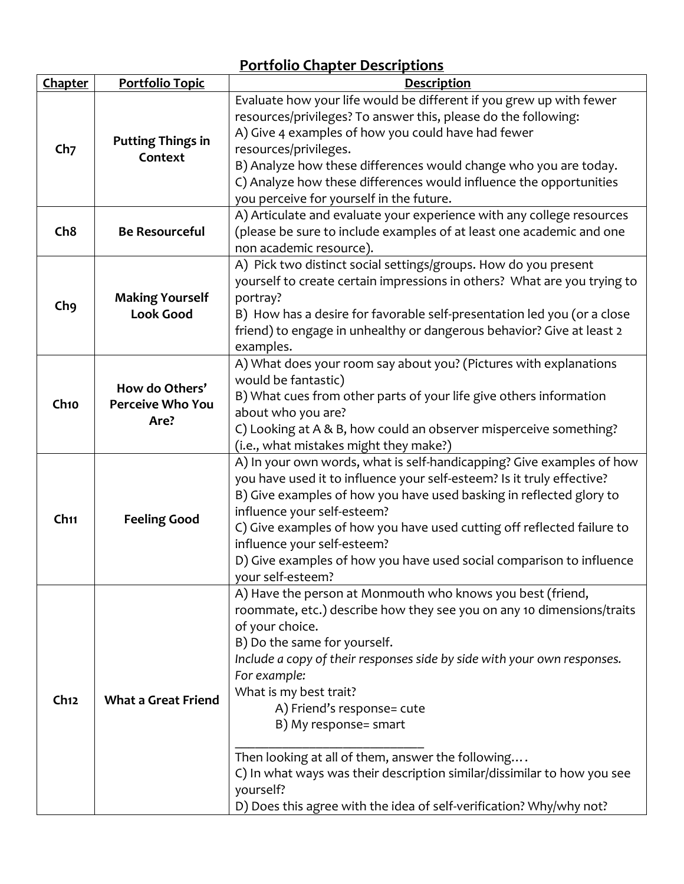## Portfolio Chapter Descriptions

| Chapter | Portfolio Topic | Description |
|---|---|---|
| Ch7 | Putting Things in Context | Evaluate how your life would be different if you grew up with fewer resources/privileges? To answer this, please do the following:<br>A) Give 4 examples of how you could have had fewer resources/privileges.<br>B) Analyze how these differences would change who you are today.<br>C) Analyze how these differences would influence the opportunities you perceive for yourself in the future. |
| Ch8 | Be Resourceful | A) Articulate and evaluate your experience with any college resources (please be sure to include examples of at least one academic and one non academic resource). |
| Ch9 | Making Yourself Look Good | A) Pick two distinct social settings/groups. How do you present yourself to create certain impressions in others? What are you trying to portray?<br>B) How has a desire for favorable self-presentation led you (or a close friend) to engage in unhealthy or dangerous behavior? Give at least 2 examples. |
| Ch10 | How do Others' Perceive Who You Are? | A) What does your room say about you? (Pictures with explanations would be fantastic)<br>B) What cues from other parts of your life give others information about who you are?<br>C) Looking at A & B, how could an observer misperceive something? (i.e., what mistakes might they make?) |
| Ch11 | Feeling Good | A) In your own words, what is self-handicapping? Give examples of how you have used it to influence your self-esteem? Is it truly effective?<br>B) Give examples of how you have used basking in reflected glory to influence your self-esteem?<br>C) Give examples of how you have used cutting off reflected failure to influence your self-esteem?<br>D) Give examples of how you have used social comparison to influence your self-esteem? |
| Ch12 | What a Great Friend | A) Have the person at Monmouth who knows you best (friend, roommate, etc.) describe how they see you on any 10 dimensions/traits of your choice.<br>B) Do the same for yourself.<br>*Include a copy of their responses side by side with your own responses. For example:*<br>What is my best trait?<br>A) Friend's response= cute<br>B) My response= smart<br>____________________________<br>Then looking at all of them, answer the following….<br>C) In what ways was their description similar/dissimilar to how you see yourself?<br>D) Does this agree with the idea of self-verification? Why/why not? |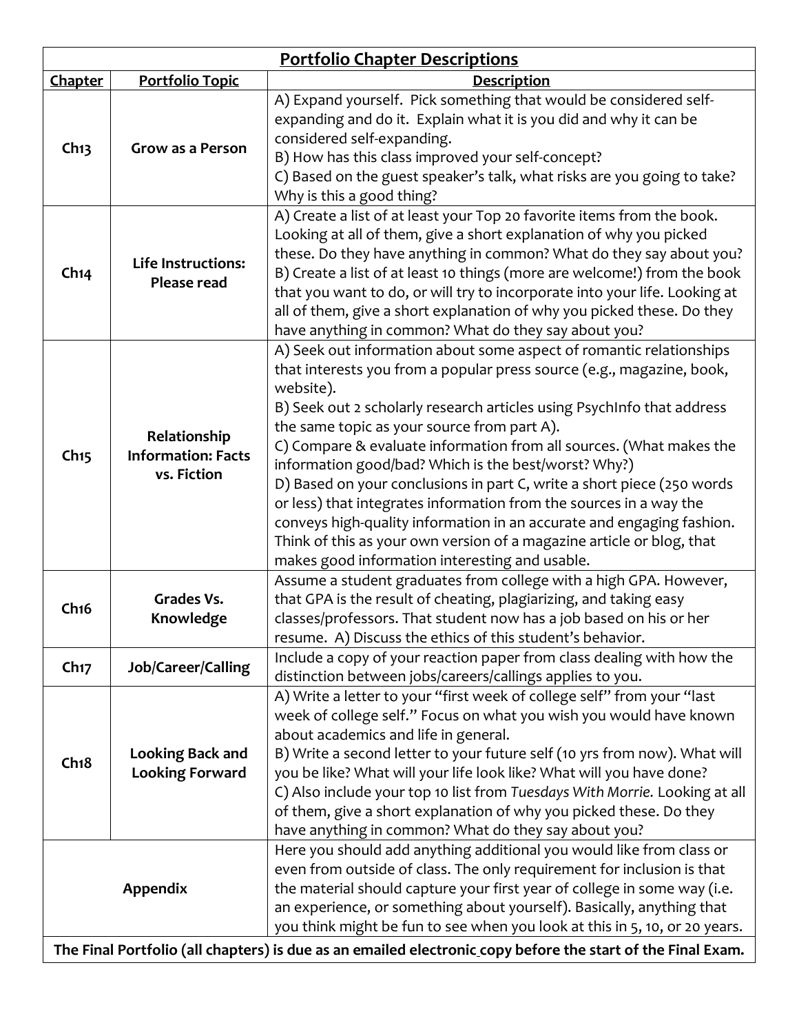| Portfolio Chapter Descriptions | | |
|---|---|---|
| **Chapter** | **Portfolio Topic** | **Description** |
| **Ch13** | **Grow as a Person** | A) Expand yourself. Pick something that would be considered self-expanding and do it. Explain what it is you did and why it can be considered self-expanding.<br>B) How has this class improved your self-concept?<br>C) Based on the guest speaker's talk, what risks are you going to take? Why is this a good thing? |
| **Ch14** | **Life Instructions: Please read** | A) Create a list of at least your Top 20 favorite items from the book. Looking at all of them, give a short explanation of why you picked these. Do they have anything in common? What do they say about you?<br>B) Create a list of at least 10 things (more are welcome!) from the book that you want to do, or will try to incorporate into your life. Looking at all of them, give a short explanation of why you picked these. Do they have anything in common? What do they say about you? |
| **Ch15** | **Relationship Information: Facts vs. Fiction** | A) Seek out information about some aspect of romantic relationships that interests you from a popular press source (e.g., magazine, book, website).<br>B) Seek out 2 scholarly research articles using PsychInfo that address the same topic as your source from part A).<br>C) Compare & evaluate information from all sources. (What makes the information good/bad? Which is the best/worst? Why?)<br>D) Based on your conclusions in part C, write a short piece (250 words or less) that integrates information from the sources in a way the conveys high-quality information in an accurate and engaging fashion. Think of this as your own version of a magazine article or blog, that makes good information interesting and usable. |
| **Ch16** | **Grades Vs. Knowledge** | Assume a student graduates from college with a high GPA. However, that GPA is the result of cheating, plagiarizing, and taking easy classes/professors. That student now has a job based on his or her resume. A) Discuss the ethics of this student's behavior. |
| **Ch17** | **Job/Career/Calling** | Include a copy of your reaction paper from class dealing with how the distinction between jobs/careers/callings applies to you. |
| **Ch18** | **Looking Back and Looking Forward** | A) Write a letter to your "first week of college self" from your "last week of college self." Focus on what you wish you would have known about academics and life in general.<br>B) Write a second letter to your future self (10 yrs from now). What will you be like? What will your life look like? What will you have done?<br>C) Also include your top 10 list from *Tuesdays With Morrie.* Looking at all of them, give a short explanation of why you picked these. Do they have anything in common? What do they say about you? |
| **Appendix** | | Here you should add anything additional you would like from class or even from outside of class. The only requirement for inclusion is that the material should capture your first year of college in some way (i.e. an experience, or something about yourself). Basically, anything that you think might be fun to see when you look at this in 5, 10, or 20 years. |
| **The Final Portfolio (all chapters) is due as an emailed electronic copy before the start of the Final Exam.** | | |